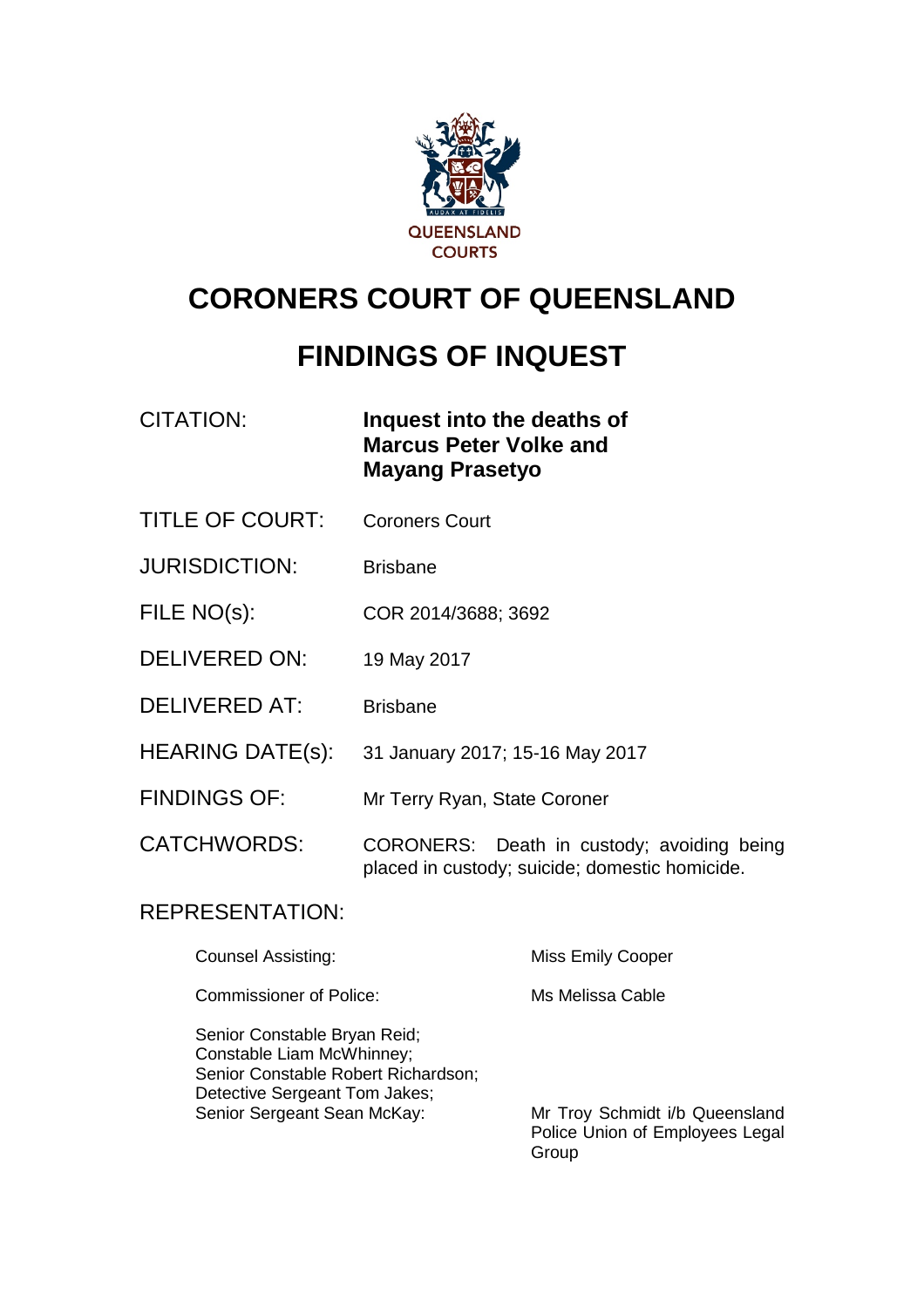# CORONERS COURT OF QUEENSLAND

# FINDINGS OF INQUEST

| | |
|---|---|
| CITATION: | **Inquest into the deaths of Marcus Peter Volke and Mayang Prasetyo** |
| TITLE OF COURT: | Coroners Court |
| JURISDICTION: | Brisbane |
| FILE NO(s): | COR 2014/3688; 3692 |
| DELIVERED ON: | 19 May 2017 |
| DELIVERED AT: | Brisbane |
| HEARING DATE(s): | 31 January 2017; 15-16 May 2017 |
| FINDINGS OF: | Mr Terry Ryan, State Coroner |
| CATCHWORDS: | CORONERS: Death in custody; avoiding being placed in custody; suicide; domestic homicide. |

REPRESENTATION:

| | |
|---|---|
| Counsel Assisting: | Miss Emily Cooper |
| Commissioner of Police: | Ms Melissa Cable |
| Senior Constable Bryan Reid; Constable Liam McWhinney; Senior Constable Robert Richardson; Detective Sergeant Tom Jakes; Senior Sergeant Sean McKay: | Mr Troy Schmidt i/b Queensland Police Union of Employees Legal Group |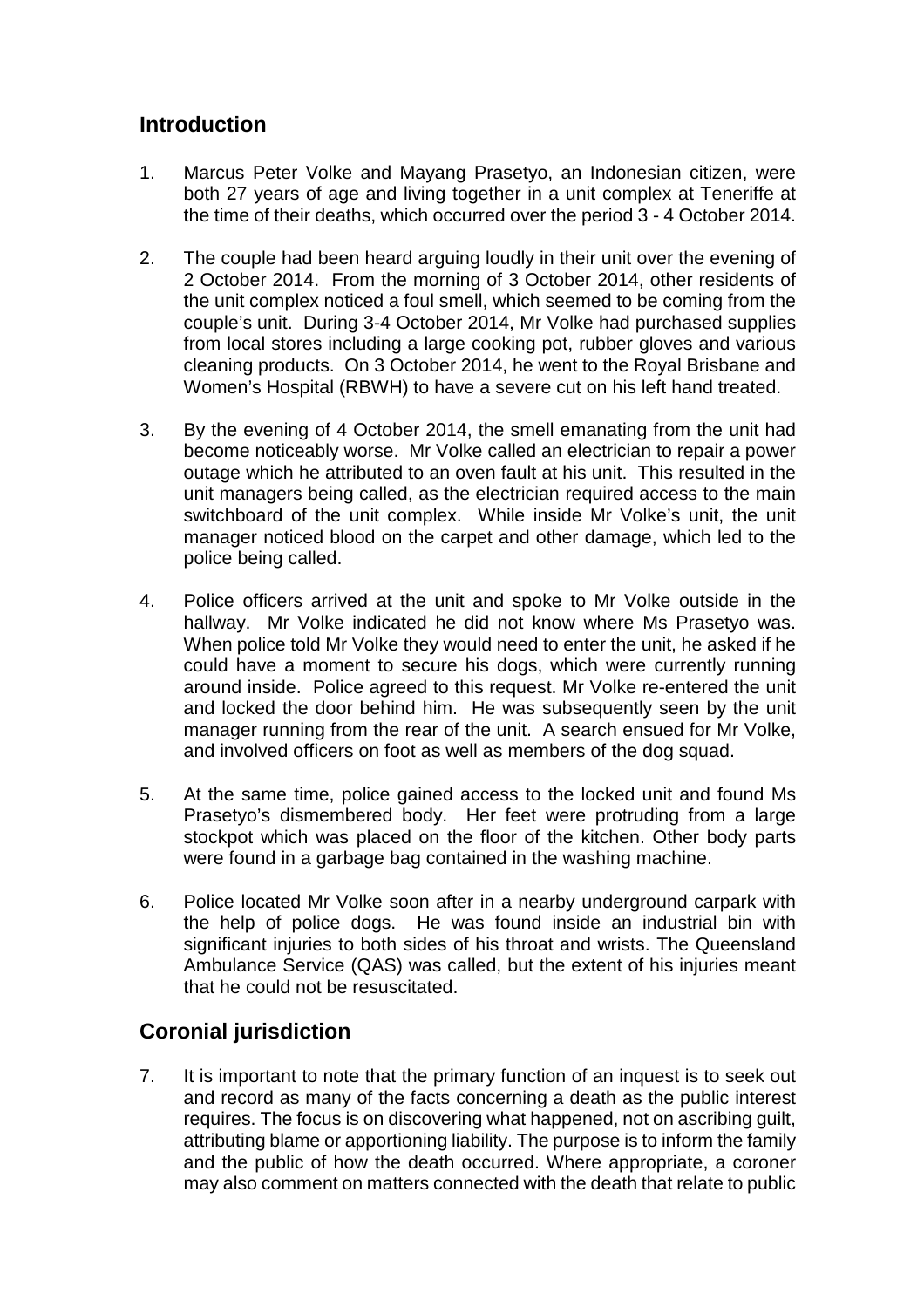## Introduction

1. Marcus Peter Volke and Mayang Prasetyo, an Indonesian citizen, were both 27 years of age and living together in a unit complex at Teneriffe at the time of their deaths, which occurred over the period 3 - 4 October 2014.

2. The couple had been heard arguing loudly in their unit over the evening of 2 October 2014. From the morning of 3 October 2014, other residents of the unit complex noticed a foul smell, which seemed to be coming from the couple's unit. During 3-4 October 2014, Mr Volke had purchased supplies from local stores including a large cooking pot, rubber gloves and various cleaning products. On 3 October 2014, he went to the Royal Brisbane and Women's Hospital (RBWH) to have a severe cut on his left hand treated.

3. By the evening of 4 October 2014, the smell emanating from the unit had become noticeably worse. Mr Volke called an electrician to repair a power outage which he attributed to an oven fault at his unit. This resulted in the unit managers being called, as the electrician required access to the main switchboard of the unit complex. While inside Mr Volke's unit, the unit manager noticed blood on the carpet and other damage, which led to the police being called.

4. Police officers arrived at the unit and spoke to Mr Volke outside in the hallway. Mr Volke indicated he did not know where Ms Prasetyo was. When police told Mr Volke they would need to enter the unit, he asked if he could have a moment to secure his dogs, which were currently running around inside. Police agreed to this request. Mr Volke re-entered the unit and locked the door behind him. He was subsequently seen by the unit manager running from the rear of the unit. A search ensued for Mr Volke, and involved officers on foot as well as members of the dog squad.

5. At the same time, police gained access to the locked unit and found Ms Prasetyo's dismembered body. Her feet were protruding from a large stockpot which was placed on the floor of the kitchen. Other body parts were found in a garbage bag contained in the washing machine.

6. Police located Mr Volke soon after in a nearby underground carpark with the help of police dogs. He was found inside an industrial bin with significant injuries to both sides of his throat and wrists. The Queensland Ambulance Service (QAS) was called, but the extent of his injuries meant that he could not be resuscitated.

## Coronial jurisdiction

7. It is important to note that the primary function of an inquest is to seek out and record as many of the facts concerning a death as the public interest requires. The focus is on discovering what happened, not on ascribing guilt, attributing blame or apportioning liability. The purpose is to inform the family and the public of how the death occurred. Where appropriate, a coroner may also comment on matters connected with the death that relate to public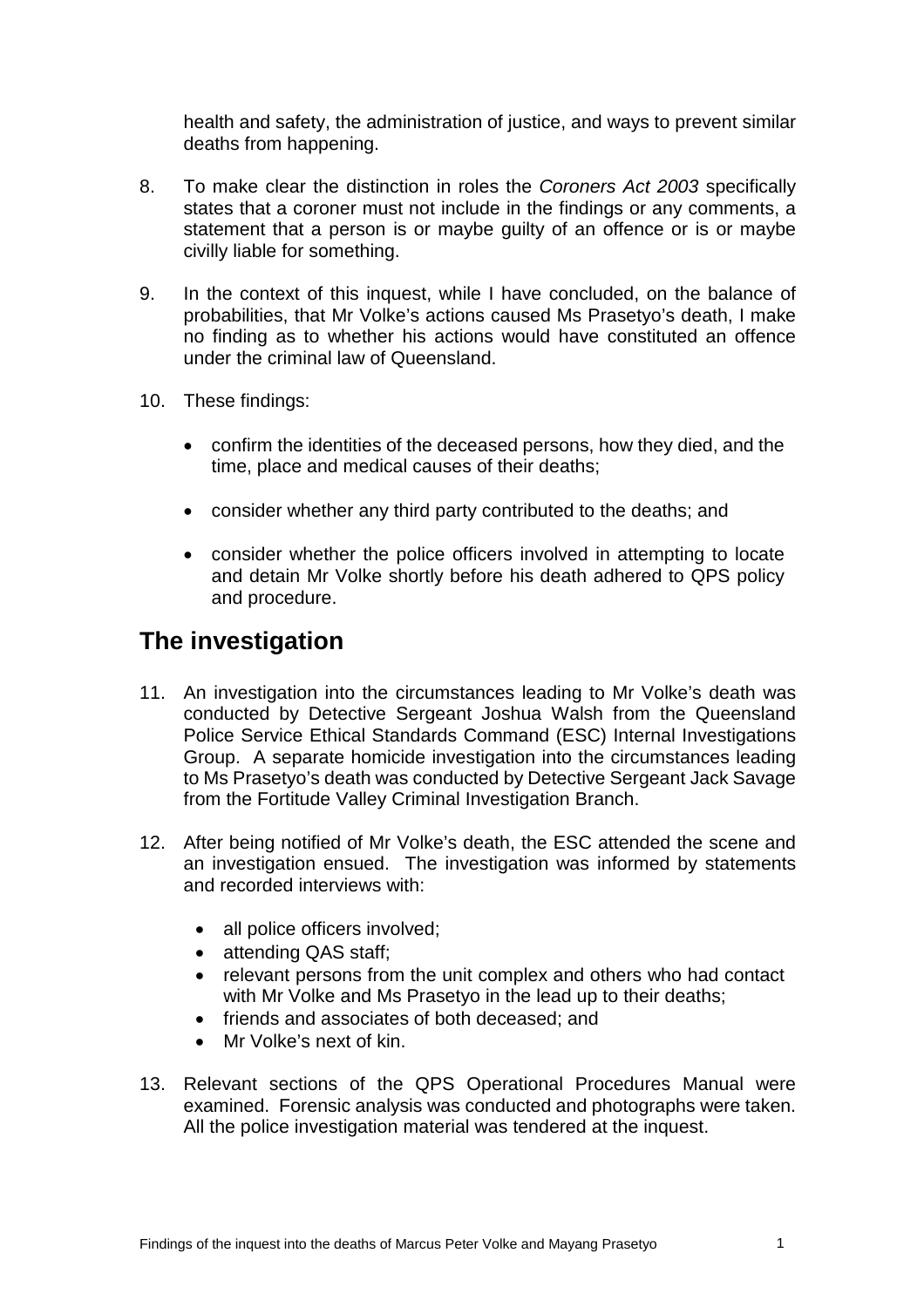health and safety, the administration of justice, and ways to prevent similar deaths from happening.

8. To make clear the distinction in roles the *Coroners Act 2003* specifically states that a coroner must not include in the findings or any comments, a statement that a person is or maybe guilty of an offence or is or maybe civilly liable for something.

9. In the context of this inquest, while I have concluded, on the balance of probabilities, that Mr Volke's actions caused Ms Prasetyo's death, I make no finding as to whether his actions would have constituted an offence under the criminal law of Queensland.

10. These findings:

    - confirm the identities of the deceased persons, how they died, and the time, place and medical causes of their deaths;

    - consider whether any third party contributed to the deaths; and

    - consider whether the police officers involved in attempting to locate and detain Mr Volke shortly before his death adhered to QPS policy and procedure.

## The investigation

11. An investigation into the circumstances leading to Mr Volke's death was conducted by Detective Sergeant Joshua Walsh from the Queensland Police Service Ethical Standards Command (ESC) Internal Investigations Group. A separate homicide investigation into the circumstances leading to Ms Prasetyo's death was conducted by Detective Sergeant Jack Savage from the Fortitude Valley Criminal Investigation Branch.

12. After being notified of Mr Volke's death, the ESC attended the scene and an investigation ensued. The investigation was informed by statements and recorded interviews with:

    - all police officers involved;
    - attending QAS staff;
    - relevant persons from the unit complex and others who had contact with Mr Volke and Ms Prasetyo in the lead up to their deaths;
    - friends and associates of both deceased; and
    - Mr Volke's next of kin.

13. Relevant sections of the QPS Operational Procedures Manual were examined. Forensic analysis was conducted and photographs were taken. All the police investigation material was tendered at the inquest.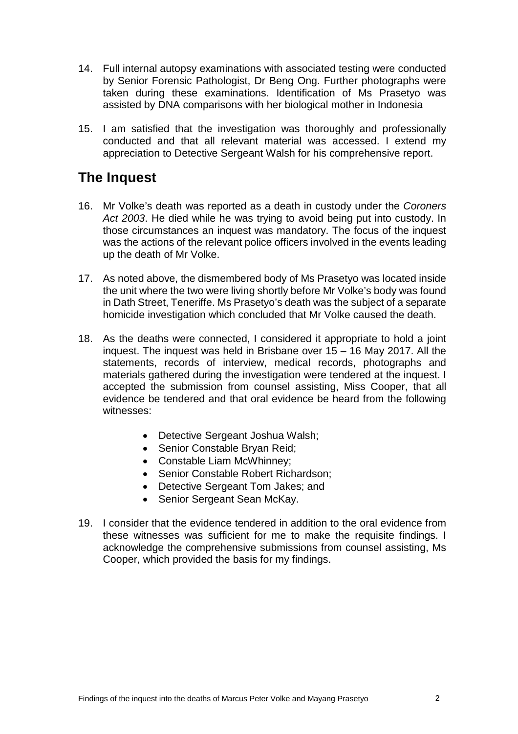14. Full internal autopsy examinations with associated testing were conducted by Senior Forensic Pathologist, Dr Beng Ong. Further photographs were taken during these examinations. Identification of Ms Prasetyo was assisted by DNA comparisons with her biological mother in Indonesia

15. I am satisfied that the investigation was thoroughly and professionally conducted and that all relevant material was accessed. I extend my appreciation to Detective Sergeant Walsh for his comprehensive report.

## The Inquest

16. Mr Volke's death was reported as a death in custody under the *Coroners Act 2003*. He died while he was trying to avoid being put into custody. In those circumstances an inquest was mandatory. The focus of the inquest was the actions of the relevant police officers involved in the events leading up the death of Mr Volke.

17. As noted above, the dismembered body of Ms Prasetyo was located inside the unit where the two were living shortly before Mr Volke's body was found in Dath Street, Teneriffe. Ms Prasetyo's death was the subject of a separate homicide investigation which concluded that Mr Volke caused the death.

18. As the deaths were connected, I considered it appropriate to hold a joint inquest. The inquest was held in Brisbane over 15 – 16 May 2017. All the statements, records of interview, medical records, photographs and materials gathered during the investigation were tendered at the inquest. I accepted the submission from counsel assisting, Miss Cooper, that all evidence be tendered and that oral evidence be heard from the following witnesses:

    - Detective Sergeant Joshua Walsh;
    - Senior Constable Bryan Reid;
    - Constable Liam McWhinney;
    - Senior Constable Robert Richardson;
    - Detective Sergeant Tom Jakes; and
    - Senior Sergeant Sean McKay.

19. I consider that the evidence tendered in addition to the oral evidence from these witnesses was sufficient for me to make the requisite findings. I acknowledge the comprehensive submissions from counsel assisting, Ms Cooper, which provided the basis for my findings.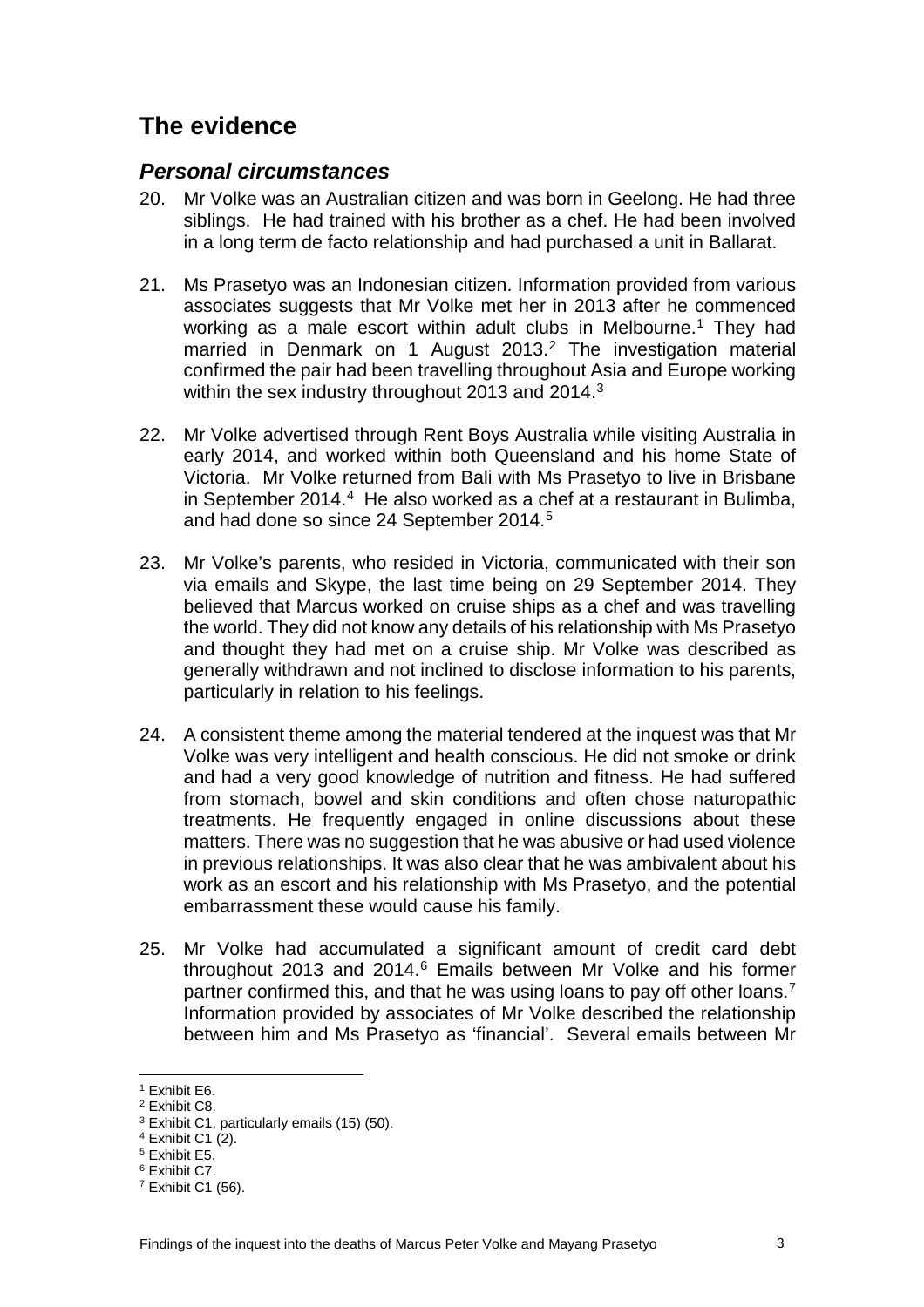## The evidence

### *Personal circumstances*

20. Mr Volke was an Australian citizen and was born in Geelong. He had three siblings. He had trained with his brother as a chef. He had been involved in a long term de facto relationship and had purchased a unit in Ballarat.

21. Ms Prasetyo was an Indonesian citizen. Information provided from various associates suggests that Mr Volke met her in 2013 after he commenced working as a male escort within adult clubs in Melbourne.[1] They had married in Denmark on 1 August 2013.[2] The investigation material confirmed the pair had been travelling throughout Asia and Europe working within the sex industry throughout 2013 and 2014.[3]

22. Mr Volke advertised through Rent Boys Australia while visiting Australia in early 2014, and worked within both Queensland and his home State of Victoria. Mr Volke returned from Bali with Ms Prasetyo to live in Brisbane in September 2014.[4] He also worked as a chef at a restaurant in Bulimba, and had done so since 24 September 2014.[5]

23. Mr Volke's parents, who resided in Victoria, communicated with their son via emails and Skype, the last time being on 29 September 2014. They believed that Marcus worked on cruise ships as a chef and was travelling the world. They did not know any details of his relationship with Ms Prasetyo and thought they had met on a cruise ship. Mr Volke was described as generally withdrawn and not inclined to disclose information to his parents, particularly in relation to his feelings.

24. A consistent theme among the material tendered at the inquest was that Mr Volke was very intelligent and health conscious. He did not smoke or drink and had a very good knowledge of nutrition and fitness. He had suffered from stomach, bowel and skin conditions and often chose naturopathic treatments. He frequently engaged in online discussions about these matters. There was no suggestion that he was abusive or had used violence in previous relationships. It was also clear that he was ambivalent about his work as an escort and his relationship with Ms Prasetyo, and the potential embarrassment these would cause his family.

25. Mr Volke had accumulated a significant amount of credit card debt throughout 2013 and 2014.[6] Emails between Mr Volke and his former partner confirmed this, and that he was using loans to pay off other loans.[7] Information provided by associates of Mr Volke described the relationship between him and Ms Prasetyo as 'financial'. Several emails between Mr

---

[1] Exhibit E6.
[2] Exhibit C8.
[3] Exhibit C1, particularly emails (15) (50).
[4] Exhibit C1 (2).
[5] Exhibit E5.
[6] Exhibit C7.
[7] Exhibit C1 (56).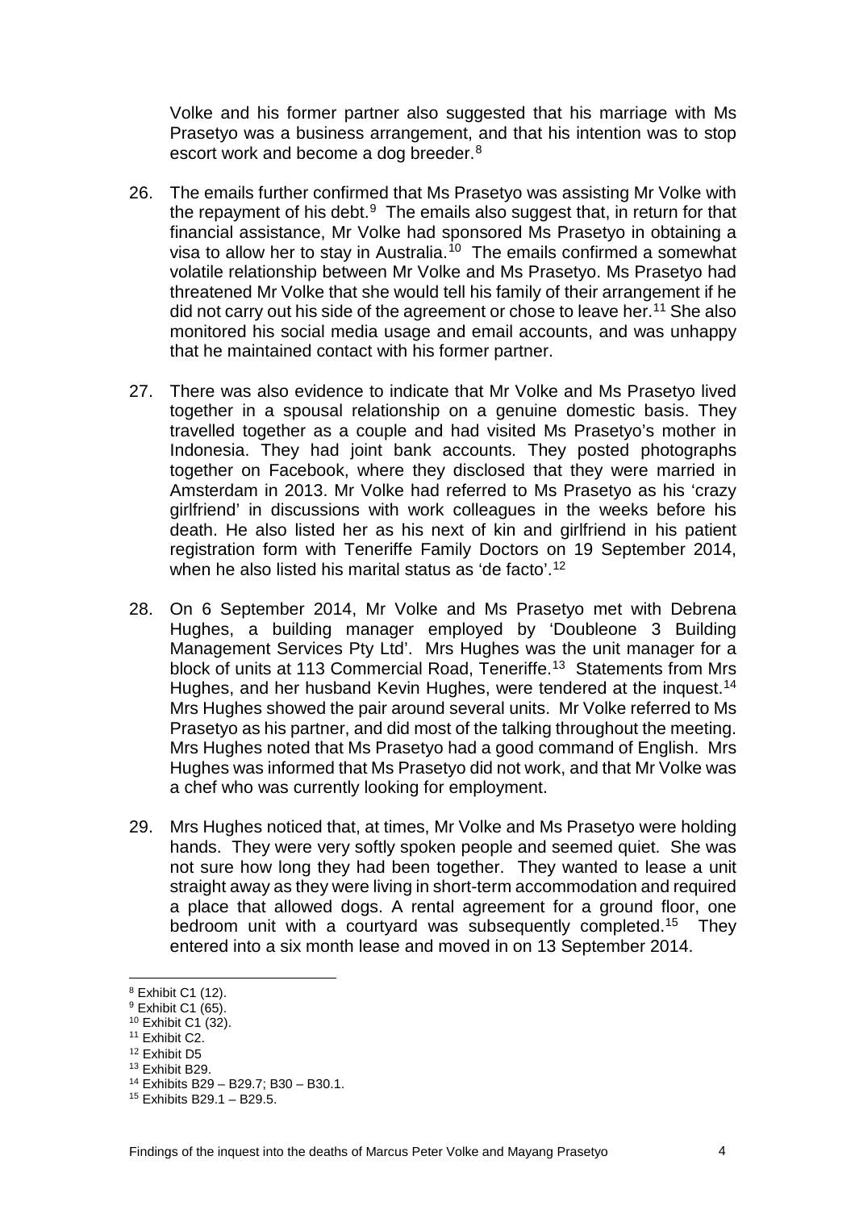Volke and his former partner also suggested that his marriage with Ms Prasetyo was a business arrangement, and that his intention was to stop escort work and become a dog breeder.[8]

26. The emails further confirmed that Ms Prasetyo was assisting Mr Volke with the repayment of his debt.[9] The emails also suggest that, in return for that financial assistance, Mr Volke had sponsored Ms Prasetyo in obtaining a visa to allow her to stay in Australia.[10] The emails confirmed a somewhat volatile relationship between Mr Volke and Ms Prasetyo. Ms Prasetyo had threatened Mr Volke that she would tell his family of their arrangement if he did not carry out his side of the agreement or chose to leave her.[11] She also monitored his social media usage and email accounts, and was unhappy that he maintained contact with his former partner.

27. There was also evidence to indicate that Mr Volke and Ms Prasetyo lived together in a spousal relationship on a genuine domestic basis. They travelled together as a couple and had visited Ms Prasetyo's mother in Indonesia. They had joint bank accounts. They posted photographs together on Facebook, where they disclosed that they were married in Amsterdam in 2013. Mr Volke had referred to Ms Prasetyo as his 'crazy girlfriend' in discussions with work colleagues in the weeks before his death. He also listed her as his next of kin and girlfriend in his patient registration form with Teneriffe Family Doctors on 19 September 2014, when he also listed his marital status as 'de facto'.[12]

28. On 6 September 2014, Mr Volke and Ms Prasetyo met with Debrena Hughes, a building manager employed by 'Doubleone 3 Building Management Services Pty Ltd'. Mrs Hughes was the unit manager for a block of units at 113 Commercial Road, Teneriffe.[13] Statements from Mrs Hughes, and her husband Kevin Hughes, were tendered at the inquest.[14] Mrs Hughes showed the pair around several units. Mr Volke referred to Ms Prasetyo as his partner, and did most of the talking throughout the meeting. Mrs Hughes noted that Ms Prasetyo had a good command of English. Mrs Hughes was informed that Ms Prasetyo did not work, and that Mr Volke was a chef who was currently looking for employment.

29. Mrs Hughes noticed that, at times, Mr Volke and Ms Prasetyo were holding hands. They were very softly spoken people and seemed quiet. She was not sure how long they had been together. They wanted to lease a unit straight away as they were living in short-term accommodation and required a place that allowed dogs. A rental agreement for a ground floor, one bedroom unit with a courtyard was subsequently completed.[15] They entered into a six month lease and moved in on 13 September 2014.

---

[8] Exhibit C1 (12).
[9] Exhibit C1 (65).
[10] Exhibit C1 (32).
[11] Exhibit C2.
[12] Exhibit D5
[13] Exhibit B29.
[14] Exhibits B29 – B29.7; B30 – B30.1.
[15] Exhibits B29.1 – B29.5.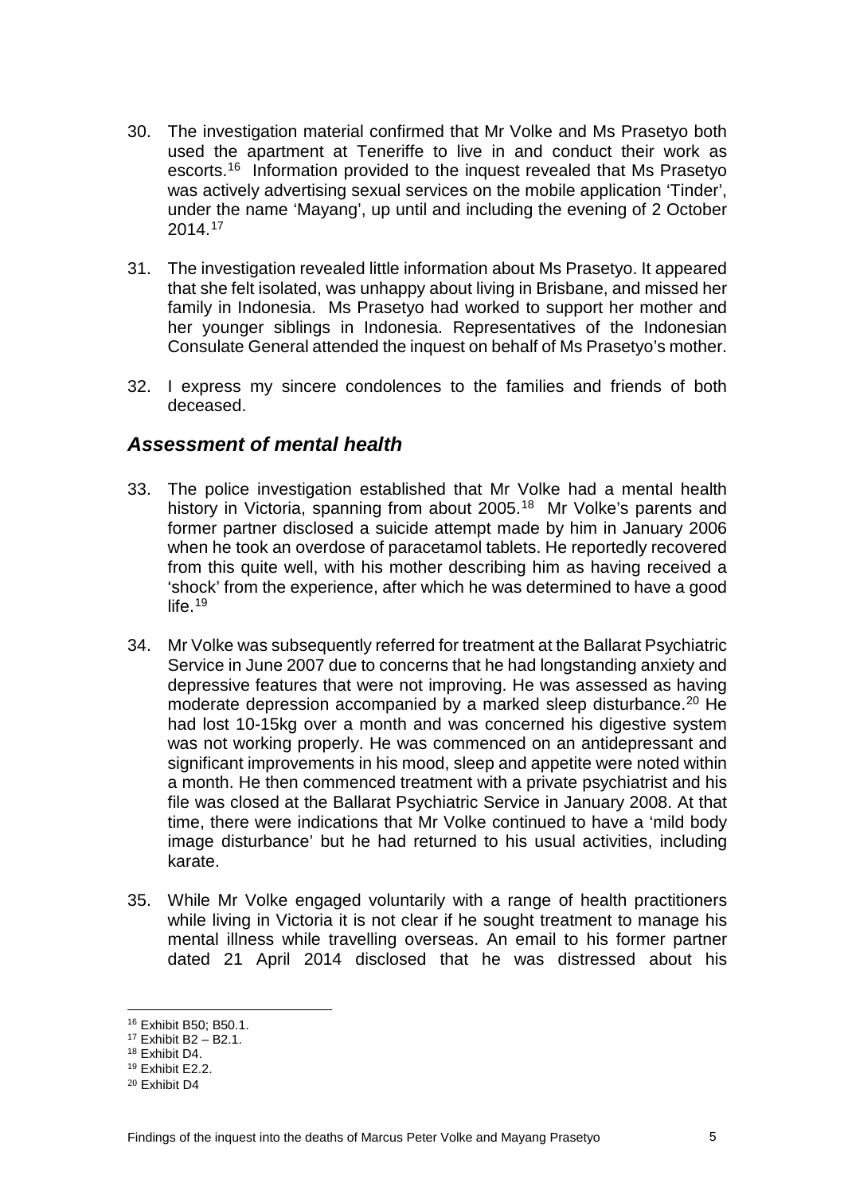30. The investigation material confirmed that Mr Volke and Ms Prasetyo both used the apartment at Teneriffe to live in and conduct their work as escorts.[16] Information provided to the inquest revealed that Ms Prasetyo was actively advertising sexual services on the mobile application 'Tinder', under the name 'Mayang', up until and including the evening of 2 October 2014.[17]

31. The investigation revealed little information about Ms Prasetyo. It appeared that she felt isolated, was unhappy about living in Brisbane, and missed her family in Indonesia. Ms Prasetyo had worked to support her mother and her younger siblings in Indonesia. Representatives of the Indonesian Consulate General attended the inquest on behalf of Ms Prasetyo's mother.

32. I express my sincere condolences to the families and friends of both deceased.

## *Assessment of mental health*

33. The police investigation established that Mr Volke had a mental health history in Victoria, spanning from about 2005.[18] Mr Volke's parents and former partner disclosed a suicide attempt made by him in January 2006 when he took an overdose of paracetamol tablets. He reportedly recovered from this quite well, with his mother describing him as having received a 'shock' from the experience, after which he was determined to have a good life.[19]

34. Mr Volke was subsequently referred for treatment at the Ballarat Psychiatric Service in June 2007 due to concerns that he had longstanding anxiety and depressive features that were not improving. He was assessed as having moderate depression accompanied by a marked sleep disturbance.[20] He had lost 10-15kg over a month and was concerned his digestive system was not working properly. He was commenced on an antidepressant and significant improvements in his mood, sleep and appetite were noted within a month. He then commenced treatment with a private psychiatrist and his file was closed at the Ballarat Psychiatric Service in January 2008. At that time, there were indications that Mr Volke continued to have a 'mild body image disturbance' but he had returned to his usual activities, including karate.

35. While Mr Volke engaged voluntarily with a range of health practitioners while living in Victoria it is not clear if he sought treatment to manage his mental illness while travelling overseas. An email to his former partner dated 21 April 2014 disclosed that he was distressed about his

---

[16] Exhibit B50; B50.1.
[17] Exhibit B2 – B2.1.
[18] Exhibit D4.
[19] Exhibit E2.2.
[20] Exhibit D4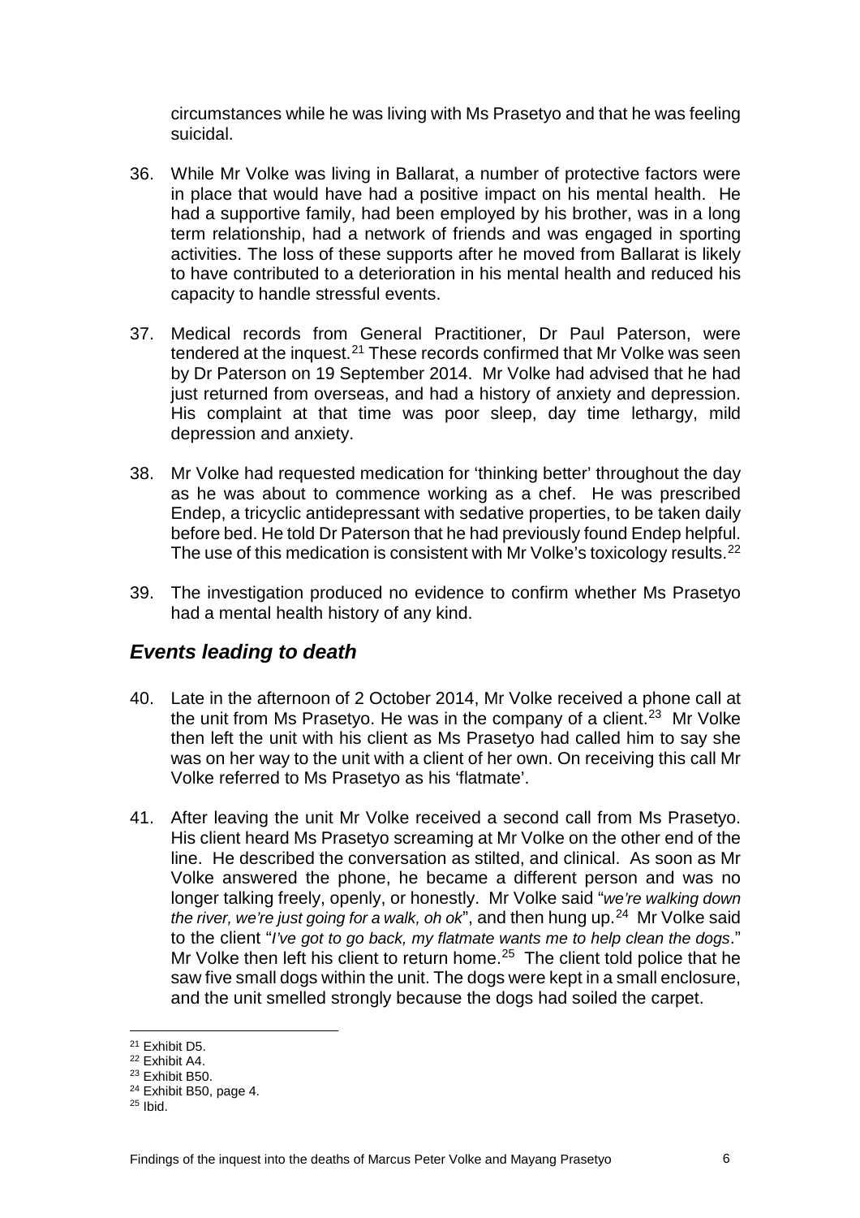circumstances while he was living with Ms Prasetyo and that he was feeling suicidal.

36. While Mr Volke was living in Ballarat, a number of protective factors were in place that would have had a positive impact on his mental health. He had a supportive family, had been employed by his brother, was in a long term relationship, had a network of friends and was engaged in sporting activities. The loss of these supports after he moved from Ballarat is likely to have contributed to a deterioration in his mental health and reduced his capacity to handle stressful events.

37. Medical records from General Practitioner, Dr Paul Paterson, were tendered at the inquest.[21] These records confirmed that Mr Volke was seen by Dr Paterson on 19 September 2014. Mr Volke had advised that he had just returned from overseas, and had a history of anxiety and depression. His complaint at that time was poor sleep, day time lethargy, mild depression and anxiety.

38. Mr Volke had requested medication for 'thinking better' throughout the day as he was about to commence working as a chef. He was prescribed Endep, a tricyclic antidepressant with sedative properties, to be taken daily before bed. He told Dr Paterson that he had previously found Endep helpful. The use of this medication is consistent with Mr Volke's toxicology results.[22]

39. The investigation produced no evidence to confirm whether Ms Prasetyo had a mental health history of any kind.

## *Events leading to death*

40. Late in the afternoon of 2 October 2014, Mr Volke received a phone call at the unit from Ms Prasetyo. He was in the company of a client.[23] Mr Volke then left the unit with his client as Ms Prasetyo had called him to say she was on her way to the unit with a client of her own. On receiving this call Mr Volke referred to Ms Prasetyo as his 'flatmate'.

41. After leaving the unit Mr Volke received a second call from Ms Prasetyo. His client heard Ms Prasetyo screaming at Mr Volke on the other end of the line. He described the conversation as stilted, and clinical. As soon as Mr Volke answered the phone, he became a different person and was no longer talking freely, openly, or honestly. Mr Volke said "*we're walking down the river, we're just going for a walk, oh ok*", and then hung up.[24] Mr Volke said to the client "*I've got to go back, my flatmate wants me to help clean the dogs*." Mr Volke then left his client to return home.[25] The client told police that he saw five small dogs within the unit. The dogs were kept in a small enclosure, and the unit smelled strongly because the dogs had soiled the carpet.

---

[21] Exhibit D5.
[22] Exhibit A4.
[23] Exhibit B50.
[24] Exhibit B50, page 4.
[25] Ibid.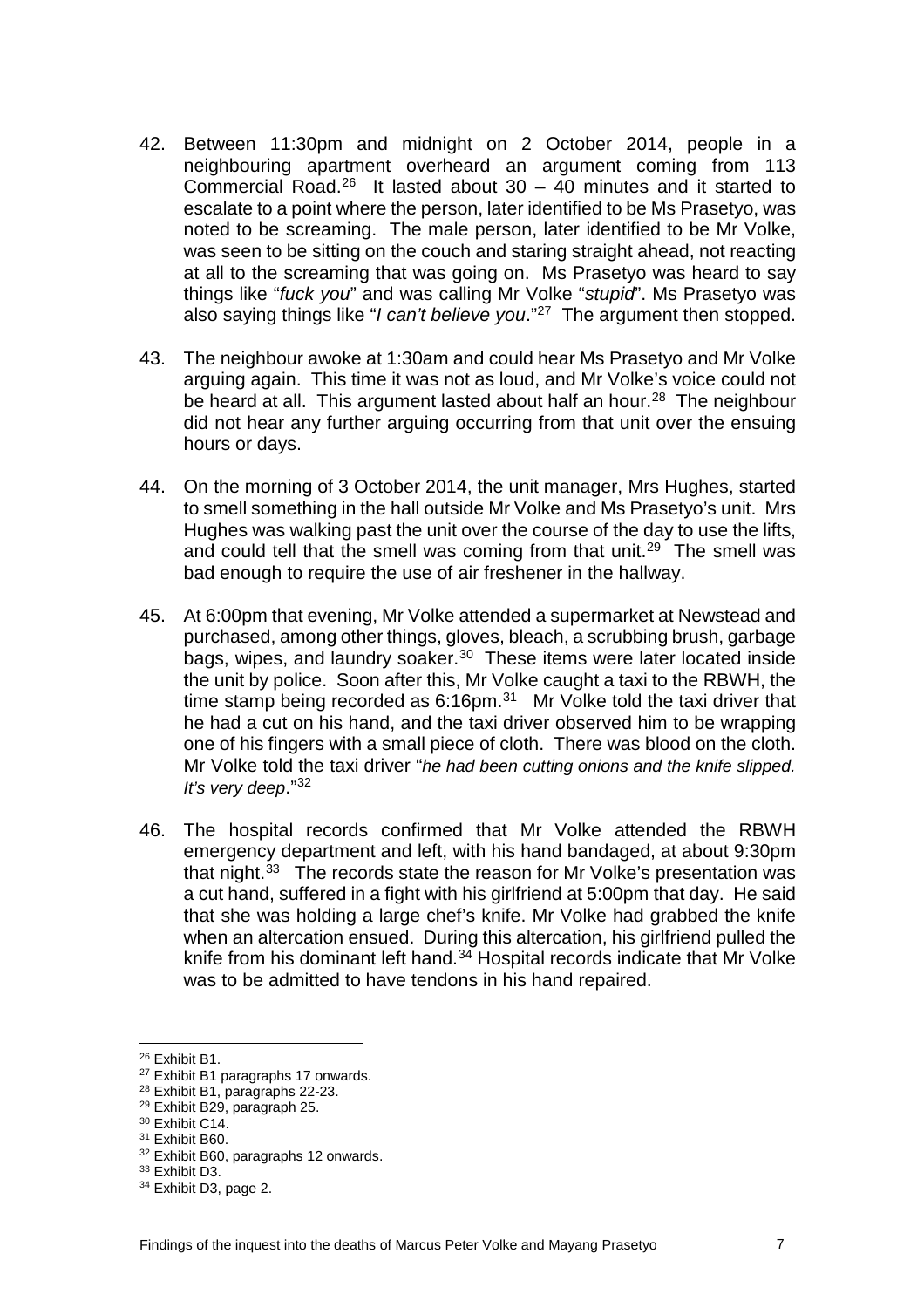42. Between 11:30pm and midnight on 2 October 2014, people in a neighbouring apartment overheard an argument coming from 113 Commercial Road.[26] It lasted about 30 – 40 minutes and it started to escalate to a point where the person, later identified to be Ms Prasetyo, was noted to be screaming. The male person, later identified to be Mr Volke, was seen to be sitting on the couch and staring straight ahead, not reacting at all to the screaming that was going on. Ms Prasetyo was heard to say things like "*fuck you*" and was calling Mr Volke "*stupid*". Ms Prasetyo was also saying things like "*I can't believe you*."[27] The argument then stopped.

43. The neighbour awoke at 1:30am and could hear Ms Prasetyo and Mr Volke arguing again. This time it was not as loud, and Mr Volke's voice could not be heard at all. This argument lasted about half an hour.[28] The neighbour did not hear any further arguing occurring from that unit over the ensuing hours or days.

44. On the morning of 3 October 2014, the unit manager, Mrs Hughes, started to smell something in the hall outside Mr Volke and Ms Prasetyo's unit. Mrs Hughes was walking past the unit over the course of the day to use the lifts, and could tell that the smell was coming from that unit.[29] The smell was bad enough to require the use of air freshener in the hallway.

45. At 6:00pm that evening, Mr Volke attended a supermarket at Newstead and purchased, among other things, gloves, bleach, a scrubbing brush, garbage bags, wipes, and laundry soaker.[30] These items were later located inside the unit by police. Soon after this, Mr Volke caught a taxi to the RBWH, the time stamp being recorded as 6:16pm.[31] Mr Volke told the taxi driver that he had a cut on his hand, and the taxi driver observed him to be wrapping one of his fingers with a small piece of cloth. There was blood on the cloth. Mr Volke told the taxi driver "*he had been cutting onions and the knife slipped. It's very deep*."[32]

46. The hospital records confirmed that Mr Volke attended the RBWH emergency department and left, with his hand bandaged, at about 9:30pm that night.[33] The records state the reason for Mr Volke's presentation was a cut hand, suffered in a fight with his girlfriend at 5:00pm that day. He said that she was holding a large chef's knife. Mr Volke had grabbed the knife when an altercation ensued. During this altercation, his girlfriend pulled the knife from his dominant left hand.[34] Hospital records indicate that Mr Volke was to be admitted to have tendons in his hand repaired.

---

[26] Exhibit B1.
[27] Exhibit B1 paragraphs 17 onwards.
[28] Exhibit B1, paragraphs 22-23.
[29] Exhibit B29, paragraph 25.
[30] Exhibit C14.
[31] Exhibit B60.
[32] Exhibit B60, paragraphs 12 onwards.
[33] Exhibit D3.
[34] Exhibit D3, page 2.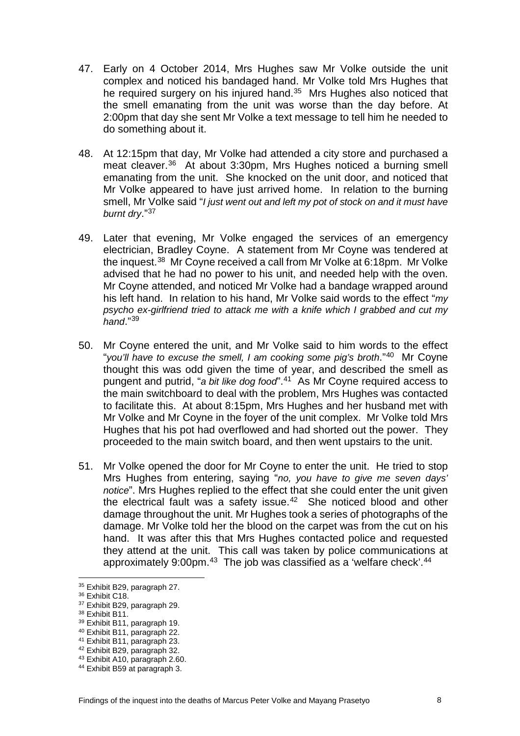47. Early on 4 October 2014, Mrs Hughes saw Mr Volke outside the unit complex and noticed his bandaged hand. Mr Volke told Mrs Hughes that he required surgery on his injured hand.[35] Mrs Hughes also noticed that the smell emanating from the unit was worse than the day before. At 2:00pm that day she sent Mr Volke a text message to tell him he needed to do something about it.

48. At 12:15pm that day, Mr Volke had attended a city store and purchased a meat cleaver.[36] At about 3:30pm, Mrs Hughes noticed a burning smell emanating from the unit. She knocked on the unit door, and noticed that Mr Volke appeared to have just arrived home. In relation to the burning smell, Mr Volke said "*I just went out and left my pot of stock on and it must have burnt dry*."[37]

49. Later that evening, Mr Volke engaged the services of an emergency electrician, Bradley Coyne. A statement from Mr Coyne was tendered at the inquest.[38] Mr Coyne received a call from Mr Volke at 6:18pm. Mr Volke advised that he had no power to his unit, and needed help with the oven. Mr Coyne attended, and noticed Mr Volke had a bandage wrapped around his left hand. In relation to his hand, Mr Volke said words to the effect "*my psycho ex-girlfriend tried to attack me with a knife which I grabbed and cut my hand*."[39]

50. Mr Coyne entered the unit, and Mr Volke said to him words to the effect "*you'll have to excuse the smell, I am cooking some pig's broth*."[40] Mr Coyne thought this was odd given the time of year, and described the smell as pungent and putrid, "*a bit like dog food*".[41] As Mr Coyne required access to the main switchboard to deal with the problem, Mrs Hughes was contacted to facilitate this. At about 8:15pm, Mrs Hughes and her husband met with Mr Volke and Mr Coyne in the foyer of the unit complex. Mr Volke told Mrs Hughes that his pot had overflowed and had shorted out the power. They proceeded to the main switch board, and then went upstairs to the unit.

51. Mr Volke opened the door for Mr Coyne to enter the unit. He tried to stop Mrs Hughes from entering, saying "*no, you have to give me seven days' notice*". Mrs Hughes replied to the effect that she could enter the unit given the electrical fault was a safety issue.[42] She noticed blood and other damage throughout the unit. Mr Hughes took a series of photographs of the damage. Mr Volke told her the blood on the carpet was from the cut on his hand. It was after this that Mrs Hughes contacted police and requested they attend at the unit. This call was taken by police communications at approximately 9:00pm.[43] The job was classified as a 'welfare check'.[44]

---

[35] Exhibit B29, paragraph 27.
[36] Exhibit C18.
[37] Exhibit B29, paragraph 29.
[38] Exhibit B11.
[39] Exhibit B11, paragraph 19.
[40] Exhibit B11, paragraph 22.
[41] Exhibit B11, paragraph 23.
[42] Exhibit B29, paragraph 32.
[43] Exhibit A10, paragraph 2.60.
[44] Exhibit B59 at paragraph 3.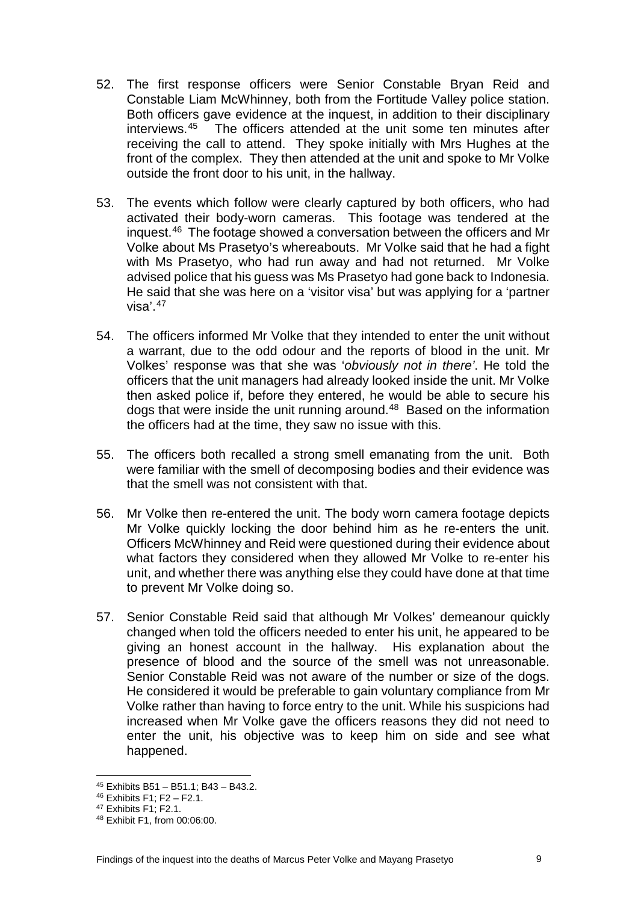52. The first response officers were Senior Constable Bryan Reid and Constable Liam McWhinney, both from the Fortitude Valley police station. Both officers gave evidence at the inquest, in addition to their disciplinary interviews.[45] The officers attended at the unit some ten minutes after receiving the call to attend. They spoke initially with Mrs Hughes at the front of the complex. They then attended at the unit and spoke to Mr Volke outside the front door to his unit, in the hallway.

53. The events which follow were clearly captured by both officers, who had activated their body-worn cameras. This footage was tendered at the inquest.[46] The footage showed a conversation between the officers and Mr Volke about Ms Prasetyo's whereabouts. Mr Volke said that he had a fight with Ms Prasetyo, who had run away and had not returned. Mr Volke advised police that his guess was Ms Prasetyo had gone back to Indonesia. He said that she was here on a 'visitor visa' but was applying for a 'partner visa'.[47]

54. The officers informed Mr Volke that they intended to enter the unit without a warrant, due to the odd odour and the reports of blood in the unit. Mr Volkes' response was that she was '*obviously not in there'*. He told the officers that the unit managers had already looked inside the unit. Mr Volke then asked police if, before they entered, he would be able to secure his dogs that were inside the unit running around.[48] Based on the information the officers had at the time, they saw no issue with this.

55. The officers both recalled a strong smell emanating from the unit. Both were familiar with the smell of decomposing bodies and their evidence was that the smell was not consistent with that.

56. Mr Volke then re-entered the unit. The body worn camera footage depicts Mr Volke quickly locking the door behind him as he re-enters the unit. Officers McWhinney and Reid were questioned during their evidence about what factors they considered when they allowed Mr Volke to re-enter his unit, and whether there was anything else they could have done at that time to prevent Mr Volke doing so.

57. Senior Constable Reid said that although Mr Volkes' demeanour quickly changed when told the officers needed to enter his unit, he appeared to be giving an honest account in the hallway. His explanation about the presence of blood and the source of the smell was not unreasonable. Senior Constable Reid was not aware of the number or size of the dogs. He considered it would be preferable to gain voluntary compliance from Mr Volke rather than having to force entry to the unit. While his suspicions had increased when Mr Volke gave the officers reasons they did not need to enter the unit, his objective was to keep him on side and see what happened.

---

[45] Exhibits B51 – B51.1; B43 – B43.2.

[46] Exhibits F1; F2 – F2.1.

[47] Exhibits F1; F2.1.

[48] Exhibit F1, from 00:06:00.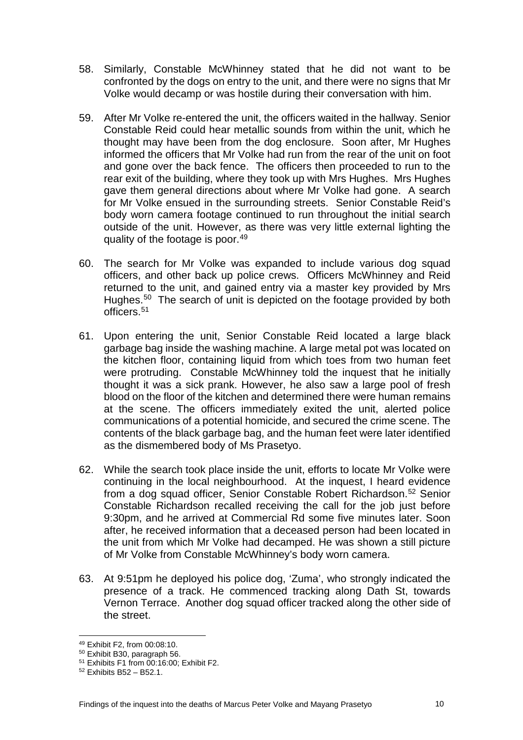58. Similarly, Constable McWhinney stated that he did not want to be confronted by the dogs on entry to the unit, and there were no signs that Mr Volke would decamp or was hostile during their conversation with him.

59. After Mr Volke re-entered the unit, the officers waited in the hallway. Senior Constable Reid could hear metallic sounds from within the unit, which he thought may have been from the dog enclosure. Soon after, Mr Hughes informed the officers that Mr Volke had run from the rear of the unit on foot and gone over the back fence. The officers then proceeded to run to the rear exit of the building, where they took up with Mrs Hughes. Mrs Hughes gave them general directions about where Mr Volke had gone. A search for Mr Volke ensued in the surrounding streets. Senior Constable Reid's body worn camera footage continued to run throughout the initial search outside of the unit. However, as there was very little external lighting the quality of the footage is poor.[49]

60. The search for Mr Volke was expanded to include various dog squad officers, and other back up police crews. Officers McWhinney and Reid returned to the unit, and gained entry via a master key provided by Mrs Hughes.[50] The search of unit is depicted on the footage provided by both officers.[51]

61. Upon entering the unit, Senior Constable Reid located a large black garbage bag inside the washing machine. A large metal pot was located on the kitchen floor, containing liquid from which toes from two human feet were protruding. Constable McWhinney told the inquest that he initially thought it was a sick prank. However, he also saw a large pool of fresh blood on the floor of the kitchen and determined there were human remains at the scene. The officers immediately exited the unit, alerted police communications of a potential homicide, and secured the crime scene. The contents of the black garbage bag, and the human feet were later identified as the dismembered body of Ms Prasetyo.

62. While the search took place inside the unit, efforts to locate Mr Volke were continuing in the local neighbourhood. At the inquest, I heard evidence from a dog squad officer, Senior Constable Robert Richardson.[52] Senior Constable Richardson recalled receiving the call for the job just before 9:30pm, and he arrived at Commercial Rd some five minutes later. Soon after, he received information that a deceased person had been located in the unit from which Mr Volke had decamped. He was shown a still picture of Mr Volke from Constable McWhinney's body worn camera.

63. At 9:51pm he deployed his police dog, 'Zuma', who strongly indicated the presence of a track. He commenced tracking along Dath St, towards Vernon Terrace. Another dog squad officer tracked along the other side of the street.

---

[49] Exhibit F2, from 00:08:10.

[50] Exhibit B30, paragraph 56.

[51] Exhibits F1 from 00:16:00; Exhibit F2.

[52] Exhibits B52 – B52.1.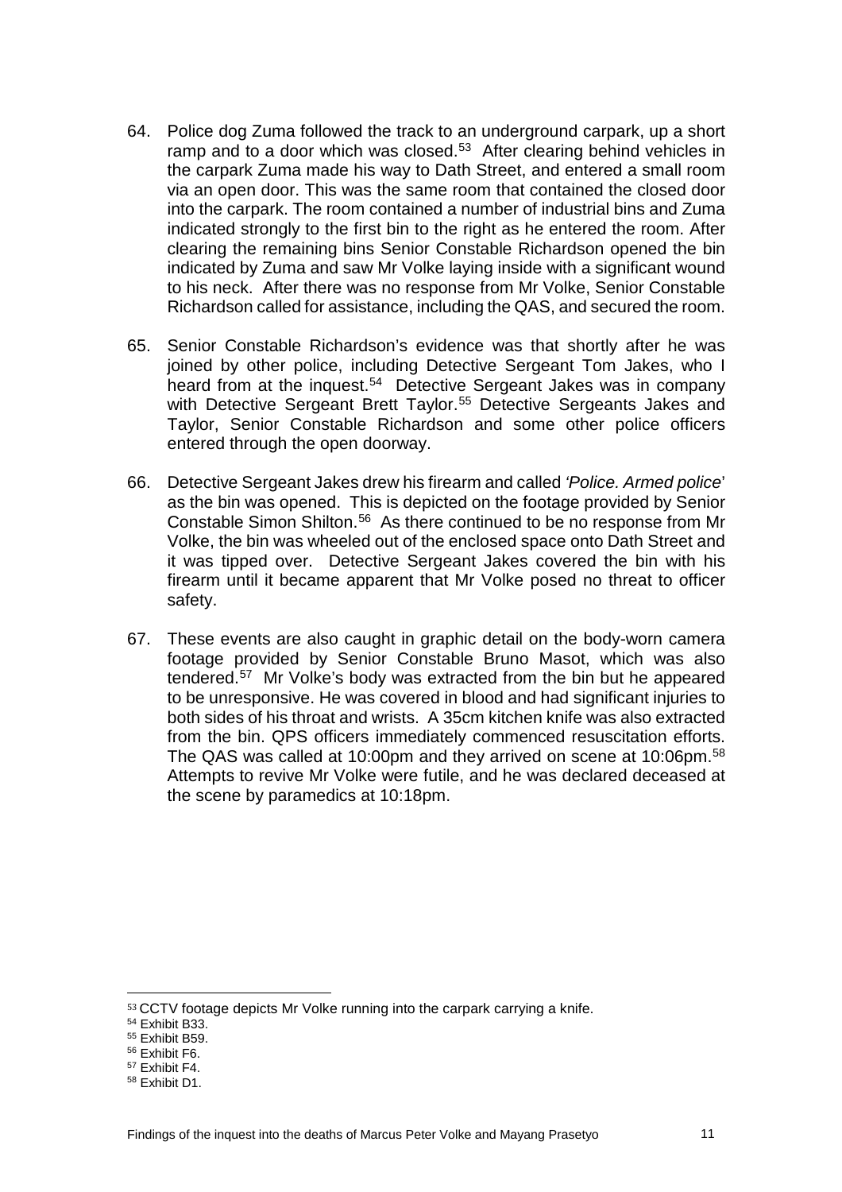64. Police dog Zuma followed the track to an underground carpark, up a short ramp and to a door which was closed.[53] After clearing behind vehicles in the carpark Zuma made his way to Dath Street, and entered a small room via an open door. This was the same room that contained the closed door into the carpark. The room contained a number of industrial bins and Zuma indicated strongly to the first bin to the right as he entered the room. After clearing the remaining bins Senior Constable Richardson opened the bin indicated by Zuma and saw Mr Volke laying inside with a significant wound to his neck. After there was no response from Mr Volke, Senior Constable Richardson called for assistance, including the QAS, and secured the room.

65. Senior Constable Richardson's evidence was that shortly after he was joined by other police, including Detective Sergeant Tom Jakes, who I heard from at the inquest.[54] Detective Sergeant Jakes was in company with Detective Sergeant Brett Taylor.[55] Detective Sergeants Jakes and Taylor, Senior Constable Richardson and some other police officers entered through the open doorway.

66. Detective Sergeant Jakes drew his firearm and called *'Police. Armed police*' as the bin was opened. This is depicted on the footage provided by Senior Constable Simon Shilton.[56] As there continued to be no response from Mr Volke, the bin was wheeled out of the enclosed space onto Dath Street and it was tipped over. Detective Sergeant Jakes covered the bin with his firearm until it became apparent that Mr Volke posed no threat to officer safety.

67. These events are also caught in graphic detail on the body-worn camera footage provided by Senior Constable Bruno Masot, which was also tendered.[57] Mr Volke's body was extracted from the bin but he appeared to be unresponsive. He was covered in blood and had significant injuries to both sides of his throat and wrists. A 35cm kitchen knife was also extracted from the bin. QPS officers immediately commenced resuscitation efforts. The QAS was called at 10:00pm and they arrived on scene at 10:06pm.[58] Attempts to revive Mr Volke were futile, and he was declared deceased at the scene by paramedics at 10:18pm.

---

[53] CCTV footage depicts Mr Volke running into the carpark carrying a knife.

[54] Exhibit B33.

[55] Exhibit B59.

[56] Exhibit F6.

[57] Exhibit F4.

[58] Exhibit D1.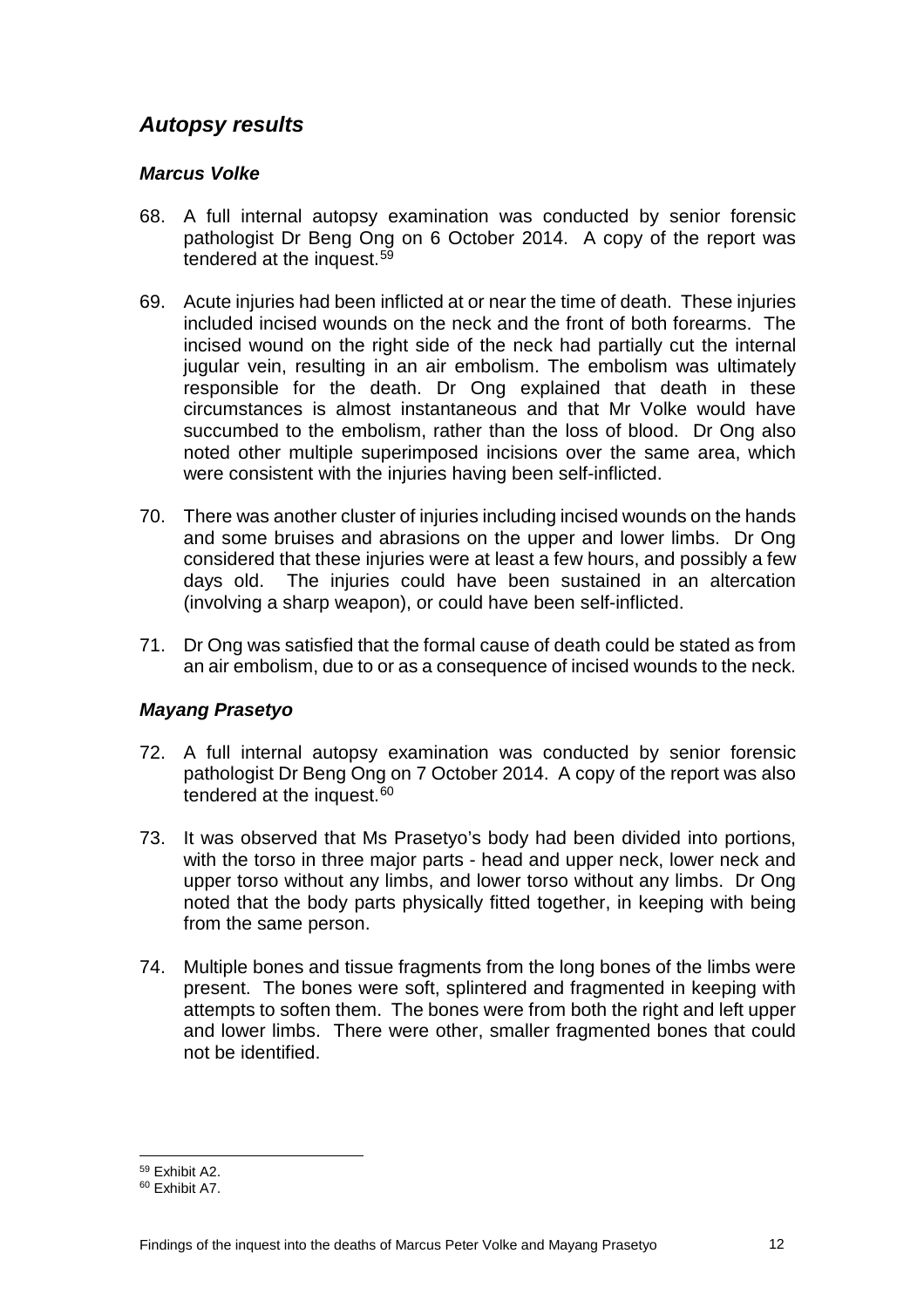## *Autopsy results*

### *Marcus Volke*

68. A full internal autopsy examination was conducted by senior forensic pathologist Dr Beng Ong on 6 October 2014. A copy of the report was tendered at the inquest.[59]

69. Acute injuries had been inflicted at or near the time of death. These injuries included incised wounds on the neck and the front of both forearms. The incised wound on the right side of the neck had partially cut the internal jugular vein, resulting in an air embolism. The embolism was ultimately responsible for the death. Dr Ong explained that death in these circumstances is almost instantaneous and that Mr Volke would have succumbed to the embolism, rather than the loss of blood. Dr Ong also noted other multiple superimposed incisions over the same area, which were consistent with the injuries having been self-inflicted.

70. There was another cluster of injuries including incised wounds on the hands and some bruises and abrasions on the upper and lower limbs. Dr Ong considered that these injuries were at least a few hours, and possibly a few days old. The injuries could have been sustained in an altercation (involving a sharp weapon), or could have been self-inflicted.

71. Dr Ong was satisfied that the formal cause of death could be stated as from an air embolism, due to or as a consequence of incised wounds to the neck.

### *Mayang Prasetyo*

72. A full internal autopsy examination was conducted by senior forensic pathologist Dr Beng Ong on 7 October 2014. A copy of the report was also tendered at the inquest.[60]

73. It was observed that Ms Prasetyo's body had been divided into portions, with the torso in three major parts - head and upper neck, lower neck and upper torso without any limbs, and lower torso without any limbs. Dr Ong noted that the body parts physically fitted together, in keeping with being from the same person.

74. Multiple bones and tissue fragments from the long bones of the limbs were present. The bones were soft, splintered and fragmented in keeping with attempts to soften them. The bones were from both the right and left upper and lower limbs. There were other, smaller fragmented bones that could not be identified.

---

[59] Exhibit A2.

[60] Exhibit A7.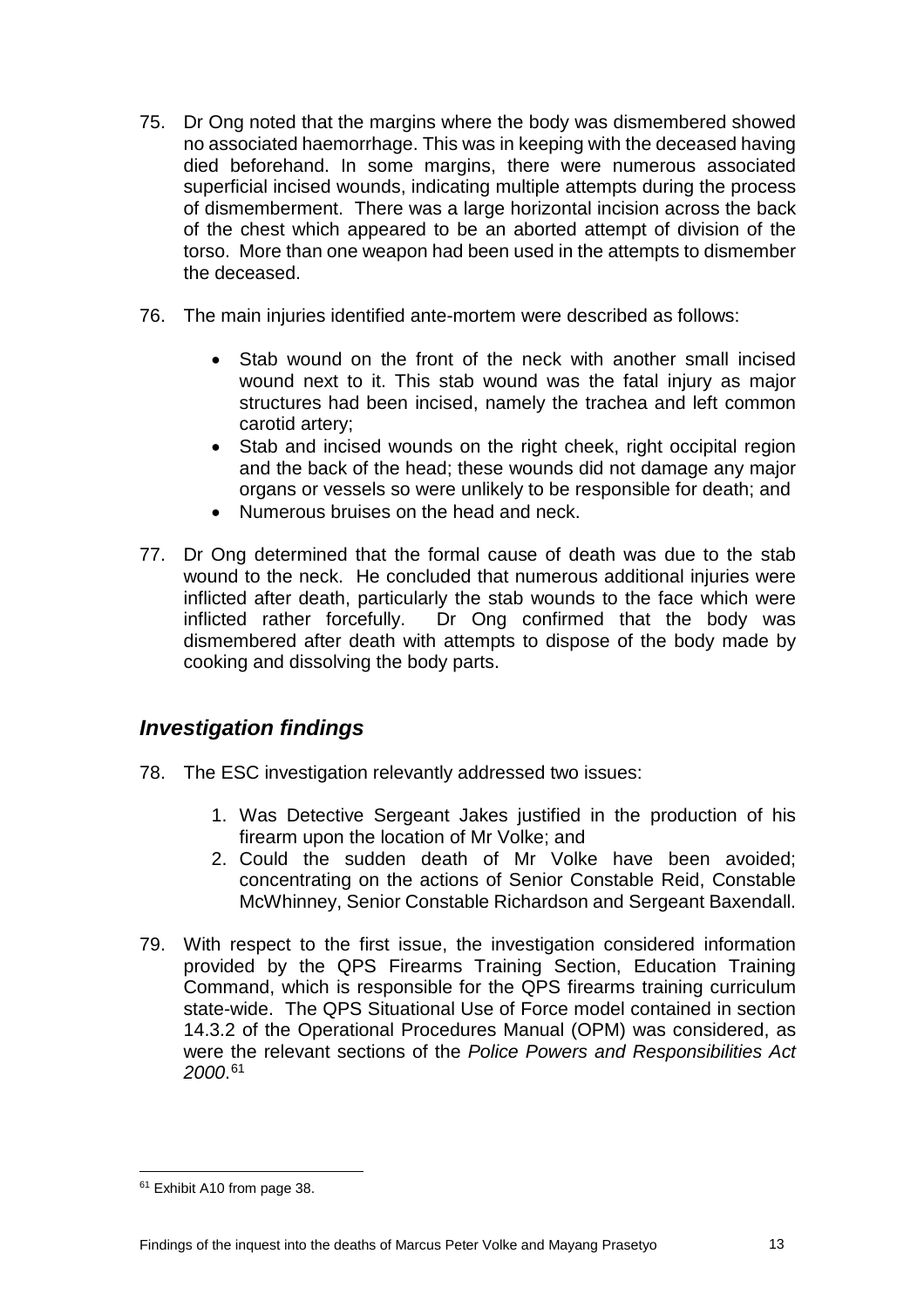75. Dr Ong noted that the margins where the body was dismembered showed no associated haemorrhage. This was in keeping with the deceased having died beforehand. In some margins, there were numerous associated superficial incised wounds, indicating multiple attempts during the process of dismemberment. There was a large horizontal incision across the back of the chest which appeared to be an aborted attempt of division of the torso. More than one weapon had been used in the attempts to dismember the deceased.

76. The main injuries identified ante-mortem were described as follows:

    - Stab wound on the front of the neck with another small incised wound next to it. This stab wound was the fatal injury as major structures had been incised, namely the trachea and left common carotid artery;
    - Stab and incised wounds on the right cheek, right occipital region and the back of the head; these wounds did not damage any major organs or vessels so were unlikely to be responsible for death; and
    - Numerous bruises on the head and neck.

77. Dr Ong determined that the formal cause of death was due to the stab wound to the neck. He concluded that numerous additional injuries were inflicted after death, particularly the stab wounds to the face which were inflicted rather forcefully. Dr Ong confirmed that the body was dismembered after death with attempts to dispose of the body made by cooking and dissolving the body parts.

## *Investigation findings*

78. The ESC investigation relevantly addressed two issues:

    1. Was Detective Sergeant Jakes justified in the production of his firearm upon the location of Mr Volke; and
    2. Could the sudden death of Mr Volke have been avoided; concentrating on the actions of Senior Constable Reid, Constable McWhinney, Senior Constable Richardson and Sergeant Baxendall.

79. With respect to the first issue, the investigation considered information provided by the QPS Firearms Training Section, Education Training Command, which is responsible for the QPS firearms training curriculum state-wide. The QPS Situational Use of Force model contained in section 14.3.2 of the Operational Procedures Manual (OPM) was considered, as were the relevant sections of the *Police Powers and Responsibilities Act 2000*.[61]

[61] Exhibit A10 from page 38.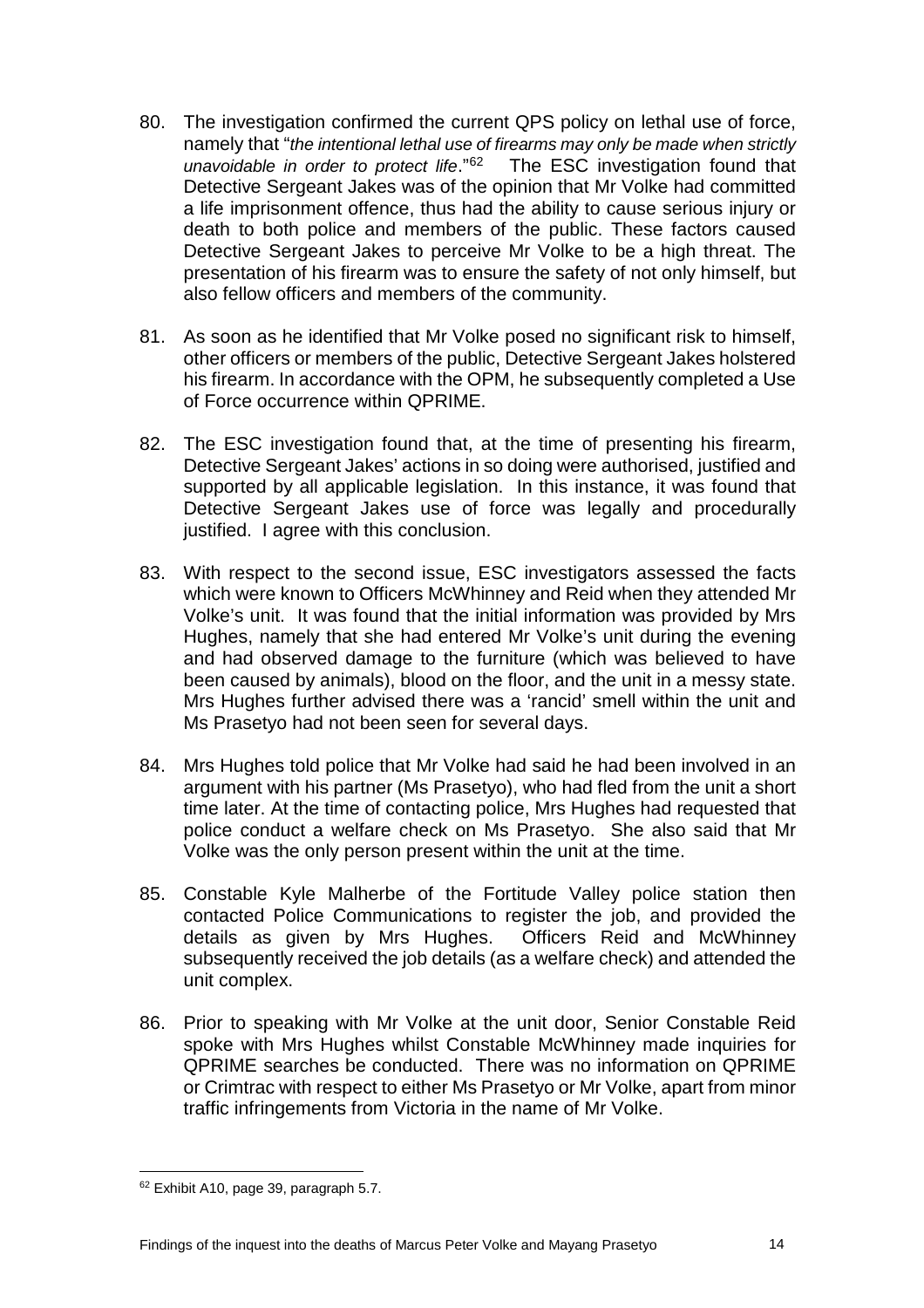80. The investigation confirmed the current QPS policy on lethal use of force, namely that "*the intentional lethal use of firearms may only be made when strictly unavoidable in order to protect life*."[62] The ESC investigation found that Detective Sergeant Jakes was of the opinion that Mr Volke had committed a life imprisonment offence, thus had the ability to cause serious injury or death to both police and members of the public. These factors caused Detective Sergeant Jakes to perceive Mr Volke to be a high threat. The presentation of his firearm was to ensure the safety of not only himself, but also fellow officers and members of the community.

81. As soon as he identified that Mr Volke posed no significant risk to himself, other officers or members of the public, Detective Sergeant Jakes holstered his firearm. In accordance with the OPM, he subsequently completed a Use of Force occurrence within QPRIME.

82. The ESC investigation found that, at the time of presenting his firearm, Detective Sergeant Jakes' actions in so doing were authorised, justified and supported by all applicable legislation. In this instance, it was found that Detective Sergeant Jakes use of force was legally and procedurally justified. I agree with this conclusion.

83. With respect to the second issue, ESC investigators assessed the facts which were known to Officers McWhinney and Reid when they attended Mr Volke's unit. It was found that the initial information was provided by Mrs Hughes, namely that she had entered Mr Volke's unit during the evening and had observed damage to the furniture (which was believed to have been caused by animals), blood on the floor, and the unit in a messy state. Mrs Hughes further advised there was a 'rancid' smell within the unit and Ms Prasetyo had not been seen for several days.

84. Mrs Hughes told police that Mr Volke had said he had been involved in an argument with his partner (Ms Prasetyo), who had fled from the unit a short time later. At the time of contacting police, Mrs Hughes had requested that police conduct a welfare check on Ms Prasetyo. She also said that Mr Volke was the only person present within the unit at the time.

85. Constable Kyle Malherbe of the Fortitude Valley police station then contacted Police Communications to register the job, and provided the details as given by Mrs Hughes. Officers Reid and McWhinney subsequently received the job details (as a welfare check) and attended the unit complex.

86. Prior to speaking with Mr Volke at the unit door, Senior Constable Reid spoke with Mrs Hughes whilst Constable McWhinney made inquiries for QPRIME searches be conducted. There was no information on QPRIME or Crimtrac with respect to either Ms Prasetyo or Mr Volke, apart from minor traffic infringements from Victoria in the name of Mr Volke.

---

[62] Exhibit A10, page 39, paragraph 5.7.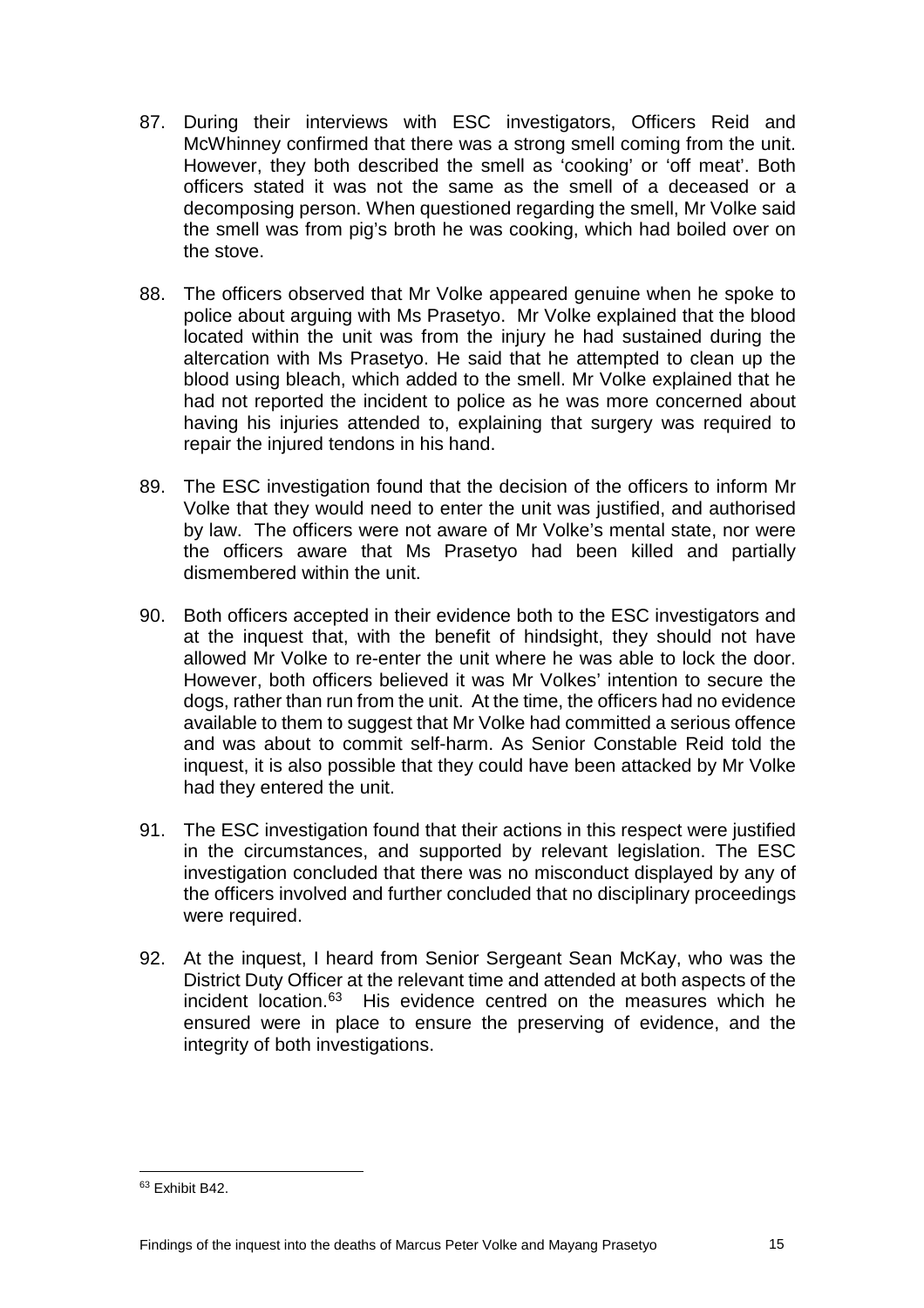87. During their interviews with ESC investigators, Officers Reid and McWhinney confirmed that there was a strong smell coming from the unit. However, they both described the smell as 'cooking' or 'off meat'. Both officers stated it was not the same as the smell of a deceased or a decomposing person. When questioned regarding the smell, Mr Volke said the smell was from pig's broth he was cooking, which had boiled over on the stove.

88. The officers observed that Mr Volke appeared genuine when he spoke to police about arguing with Ms Prasetyo. Mr Volke explained that the blood located within the unit was from the injury he had sustained during the altercation with Ms Prasetyo. He said that he attempted to clean up the blood using bleach, which added to the smell. Mr Volke explained that he had not reported the incident to police as he was more concerned about having his injuries attended to, explaining that surgery was required to repair the injured tendons in his hand.

89. The ESC investigation found that the decision of the officers to inform Mr Volke that they would need to enter the unit was justified, and authorised by law. The officers were not aware of Mr Volke's mental state, nor were the officers aware that Ms Prasetyo had been killed and partially dismembered within the unit.

90. Both officers accepted in their evidence both to the ESC investigators and at the inquest that, with the benefit of hindsight, they should not have allowed Mr Volke to re-enter the unit where he was able to lock the door. However, both officers believed it was Mr Volkes' intention to secure the dogs, rather than run from the unit. At the time, the officers had no evidence available to them to suggest that Mr Volke had committed a serious offence and was about to commit self-harm. As Senior Constable Reid told the inquest, it is also possible that they could have been attacked by Mr Volke had they entered the unit.

91. The ESC investigation found that their actions in this respect were justified in the circumstances, and supported by relevant legislation. The ESC investigation concluded that there was no misconduct displayed by any of the officers involved and further concluded that no disciplinary proceedings were required.

92. At the inquest, I heard from Senior Sergeant Sean McKay, who was the District Duty Officer at the relevant time and attended at both aspects of the incident location.[63] His evidence centred on the measures which he ensured were in place to ensure the preserving of evidence, and the integrity of both investigations.

[63] Exhibit B42.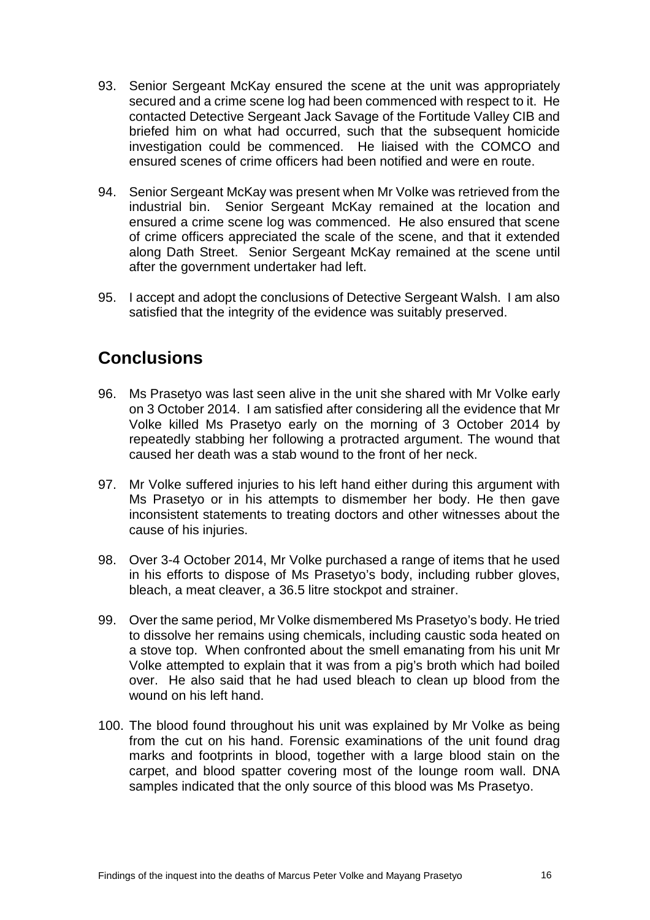93. Senior Sergeant McKay ensured the scene at the unit was appropriately secured and a crime scene log had been commenced with respect to it. He contacted Detective Sergeant Jack Savage of the Fortitude Valley CIB and briefed him on what had occurred, such that the subsequent homicide investigation could be commenced. He liaised with the COMCO and ensured scenes of crime officers had been notified and were en route.

94. Senior Sergeant McKay was present when Mr Volke was retrieved from the industrial bin. Senior Sergeant McKay remained at the location and ensured a crime scene log was commenced. He also ensured that scene of crime officers appreciated the scale of the scene, and that it extended along Dath Street. Senior Sergeant McKay remained at the scene until after the government undertaker had left.

95. I accept and adopt the conclusions of Detective Sergeant Walsh. I am also satisfied that the integrity of the evidence was suitably preserved.

## Conclusions

96. Ms Prasetyo was last seen alive in the unit she shared with Mr Volke early on 3 October 2014. I am satisfied after considering all the evidence that Mr Volke killed Ms Prasetyo early on the morning of 3 October 2014 by repeatedly stabbing her following a protracted argument. The wound that caused her death was a stab wound to the front of her neck.

97. Mr Volke suffered injuries to his left hand either during this argument with Ms Prasetyo or in his attempts to dismember her body. He then gave inconsistent statements to treating doctors and other witnesses about the cause of his injuries.

98. Over 3-4 October 2014, Mr Volke purchased a range of items that he used in his efforts to dispose of Ms Prasetyo's body, including rubber gloves, bleach, a meat cleaver, a 36.5 litre stockpot and strainer.

99. Over the same period, Mr Volke dismembered Ms Prasetyo's body. He tried to dissolve her remains using chemicals, including caustic soda heated on a stove top. When confronted about the smell emanating from his unit Mr Volke attempted to explain that it was from a pig's broth which had boiled over. He also said that he had used bleach to clean up blood from the wound on his left hand.

100. The blood found throughout his unit was explained by Mr Volke as being from the cut on his hand. Forensic examinations of the unit found drag marks and footprints in blood, together with a large blood stain on the carpet, and blood spatter covering most of the lounge room wall. DNA samples indicated that the only source of this blood was Ms Prasetyo.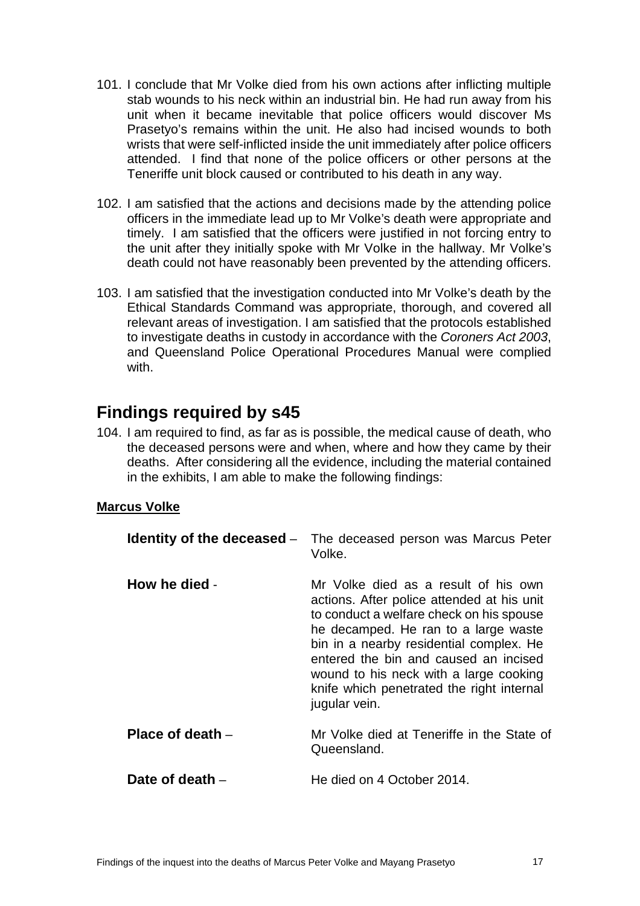101. I conclude that Mr Volke died from his own actions after inflicting multiple stab wounds to his neck within an industrial bin. He had run away from his unit when it became inevitable that police officers would discover Ms Prasetyo's remains within the unit. He also had incised wounds to both wrists that were self-inflicted inside the unit immediately after police officers attended. I find that none of the police officers or other persons at the Teneriffe unit block caused or contributed to his death in any way.

102. I am satisfied that the actions and decisions made by the attending police officers in the immediate lead up to Mr Volke's death were appropriate and timely. I am satisfied that the officers were justified in not forcing entry to the unit after they initially spoke with Mr Volke in the hallway. Mr Volke's death could not have reasonably been prevented by the attending officers.

103. I am satisfied that the investigation conducted into Mr Volke's death by the Ethical Standards Command was appropriate, thorough, and covered all relevant areas of investigation. I am satisfied that the protocols established to investigate deaths in custody in accordance with the *Coroners Act 2003*, and Queensland Police Operational Procedures Manual were complied with.

## Findings required by s45

104. I am required to find, as far as is possible, the medical cause of death, who the deceased persons were and when, where and how they came by their deaths. After considering all the evidence, including the material contained in the exhibits, I am able to make the following findings:

**Marcus Volke**

**Identity of the deceased** – The deceased person was Marcus Peter Volke.

**How he died** - Mr Volke died as a result of his own actions. After police attended at his unit to conduct a welfare check on his spouse he decamped. He ran to a large waste bin in a nearby residential complex. He entered the bin and caused an incised wound to his neck with a large cooking knife which penetrated the right internal jugular vein.

**Place of death** – Mr Volke died at Teneriffe in the State of Queensland.

**Date of death** – He died on 4 October 2014.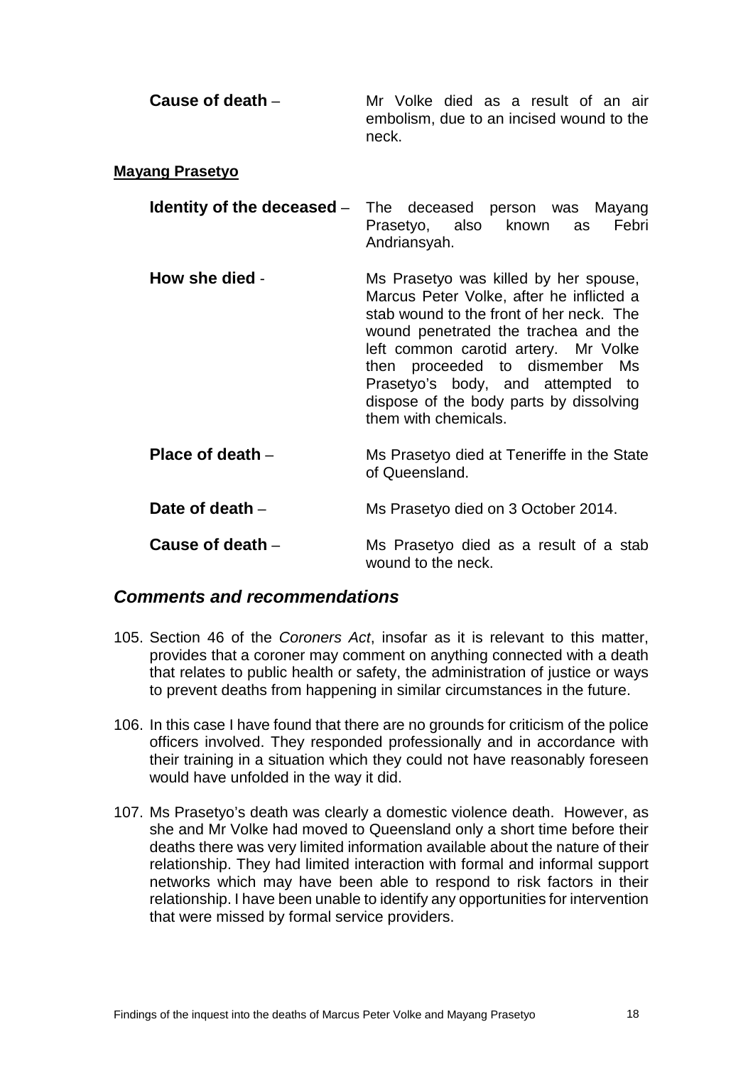**Cause of death** – Mr Volke died as a result of an air embolism, due to an incised wound to the neck.

**Mayang Prasetyo**

**Identity of the deceased** – The deceased person was Mayang Prasetyo, also known as Febri Andriansyah.

**How she died** - Ms Prasetyo was killed by her spouse, Marcus Peter Volke, after he inflicted a stab wound to the front of her neck. The wound penetrated the trachea and the left common carotid artery. Mr Volke then proceeded to dismember Ms Prasetyo's body, and attempted to dispose of the body parts by dissolving them with chemicals.

**Place of death** – Ms Prasetyo died at Teneriffe in the State of Queensland.

**Date of death** – Ms Prasetyo died on 3 October 2014.

**Cause of death** – Ms Prasetyo died as a result of a stab wound to the neck.

## *Comments and recommendations*

105. Section 46 of the *Coroners Act*, insofar as it is relevant to this matter, provides that a coroner may comment on anything connected with a death that relates to public health or safety, the administration of justice or ways to prevent deaths from happening in similar circumstances in the future.

106. In this case I have found that there are no grounds for criticism of the police officers involved. They responded professionally and in accordance with their training in a situation which they could not have reasonably foreseen would have unfolded in the way it did.

107. Ms Prasetyo's death was clearly a domestic violence death. However, as she and Mr Volke had moved to Queensland only a short time before their deaths there was very limited information available about the nature of their relationship. They had limited interaction with formal and informal support networks which may have been able to respond to risk factors in their relationship. I have been unable to identify any opportunities for intervention that were missed by formal service providers.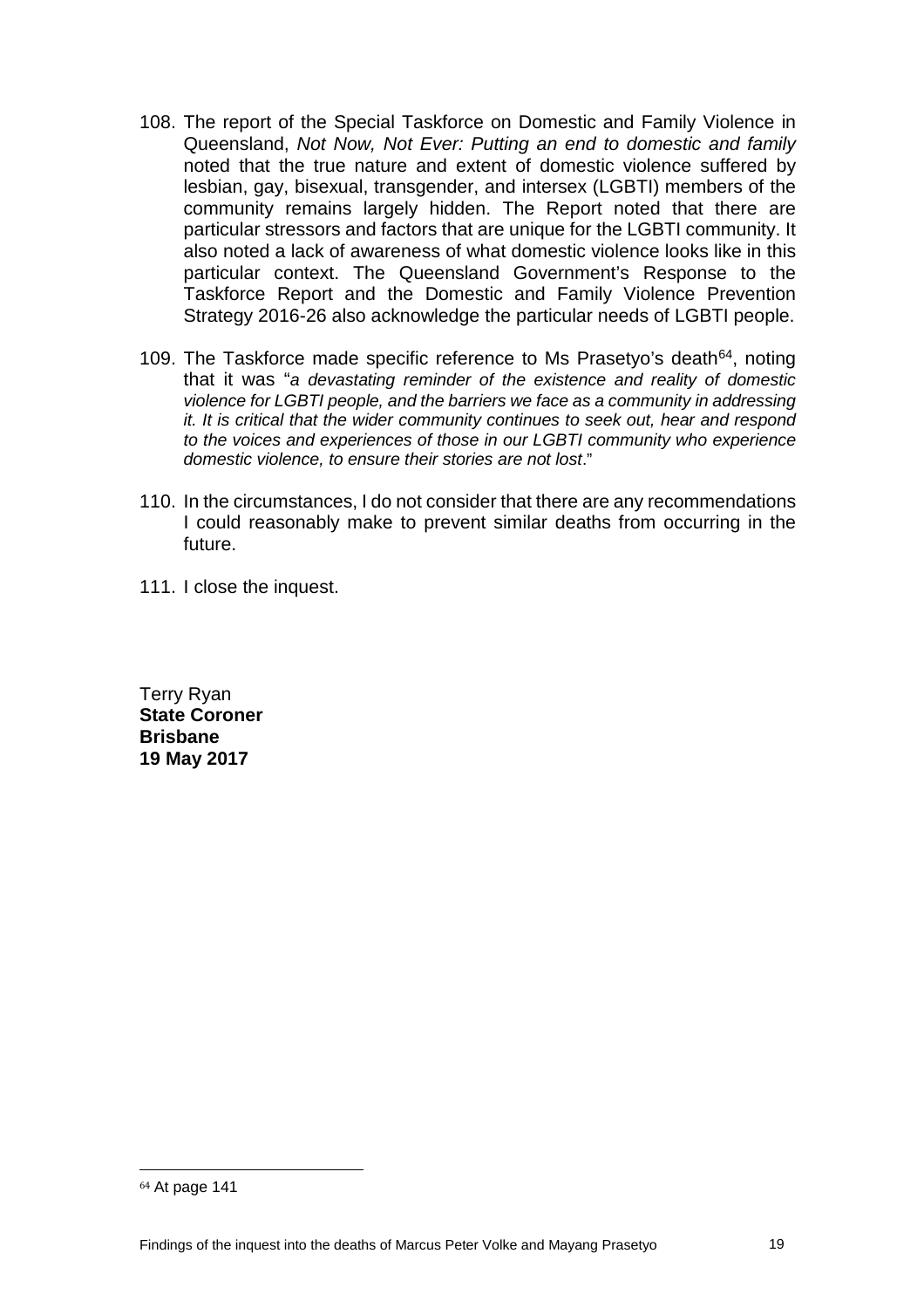108. The report of the Special Taskforce on Domestic and Family Violence in Queensland, *Not Now, Not Ever: Putting an end to domestic and family* noted that the true nature and extent of domestic violence suffered by lesbian, gay, bisexual, transgender, and intersex (LGBTI) members of the community remains largely hidden. The Report noted that there are particular stressors and factors that are unique for the LGBTI community. It also noted a lack of awareness of what domestic violence looks like in this particular context. The Queensland Government's Response to the Taskforce Report and the Domestic and Family Violence Prevention Strategy 2016-26 also acknowledge the particular needs of LGBTI people.

109. The Taskforce made specific reference to Ms Prasetyo's death[64], noting that it was "*a devastating reminder of the existence and reality of domestic violence for LGBTI people, and the barriers we face as a community in addressing it. It is critical that the wider community continues to seek out, hear and respond to the voices and experiences of those in our LGBTI community who experience domestic violence, to ensure their stories are not lost*."

110. In the circumstances, I do not consider that there are any recommendations I could reasonably make to prevent similar deaths from occurring in the future.

111. I close the inquest.

Terry Ryan
**State Coroner**
**Brisbane**
**19 May 2017**

[64] At page 141